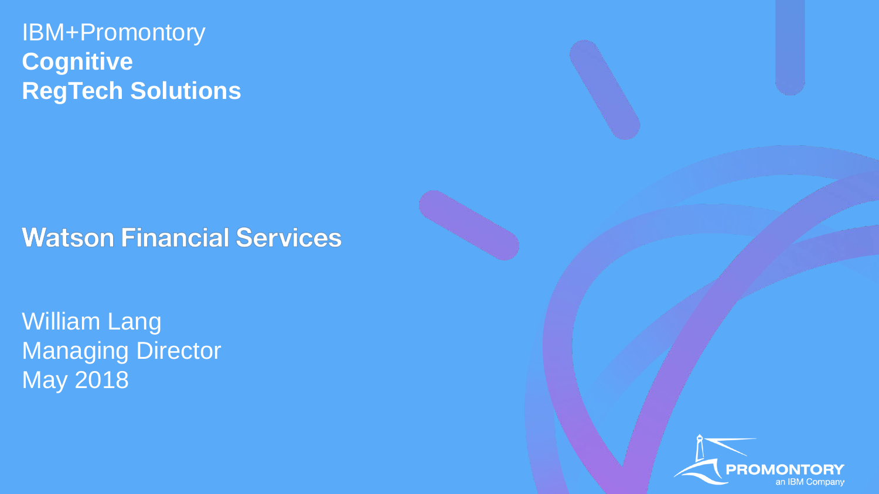# IBM+Promontory **Cognitive RegTech Solutions**

## Watson Financial Services

William Lang
Managing Director
May 2018

PROMONTORY
an IBM Company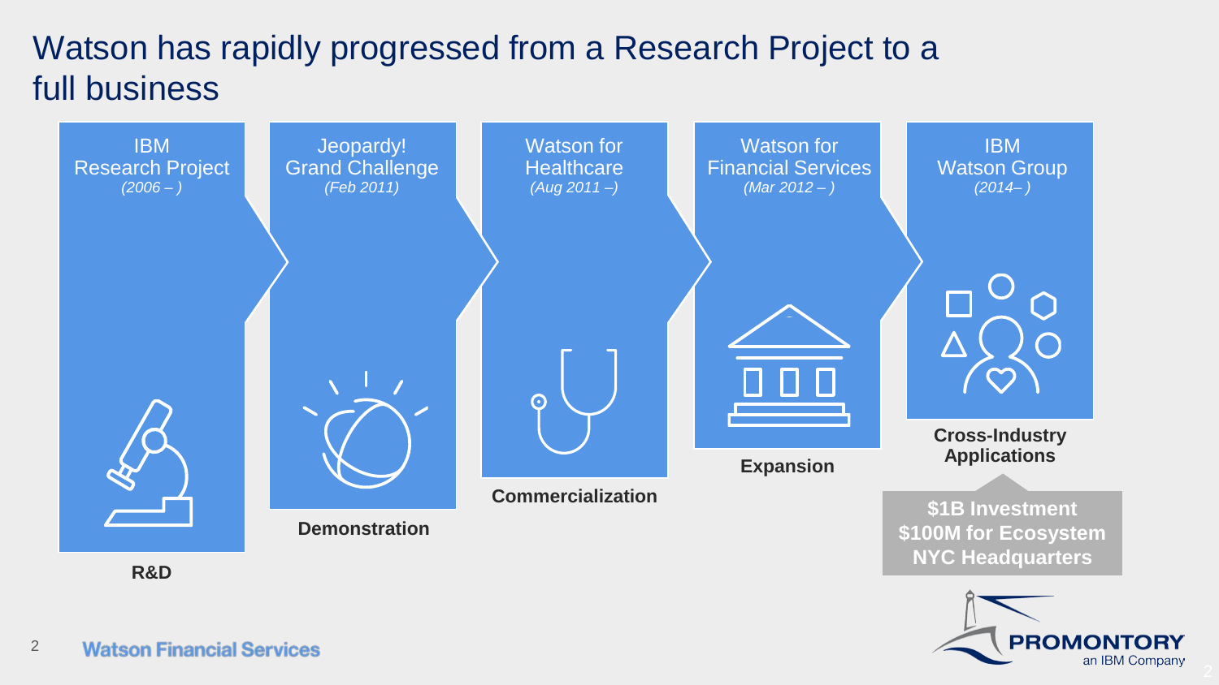# Watson has rapidly progressed from a Research Project to a full business

IBM
Research Project
*(2006 – )*

**R&D**

Jeopardy!
Grand Challenge
*(Feb 2011)*

**Demonstration**

Watson for
Healthcare
*(Aug 2011 –)*

**Commercialization**

Watson for
Financial Services
*(Mar 2012 – )*

**Expansion**

IBM
Watson Group
*(2014– )*

**Cross-Industry Applications**

**$1B Investment**
**$100M for Ecosystem**
**NYC Headquarters**

PROMONTORY
an IBM Company

Watson Financial Services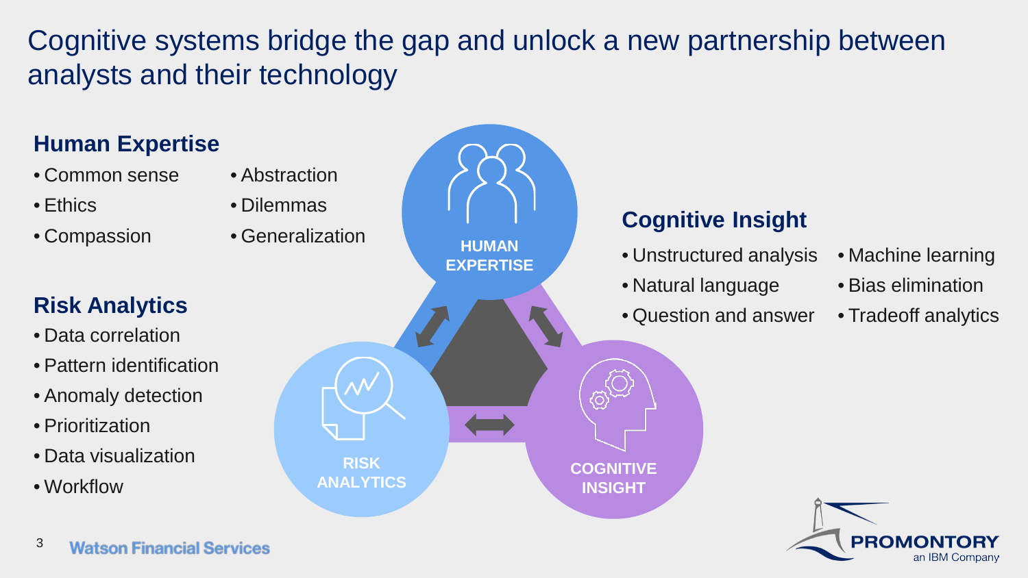# Cognitive systems bridge the gap and unlock a new partnership between analysts and their technology

## Human Expertise

- Common sense
- Ethics
- Compassion
- Abstraction
- Dilemmas
- Generalization

## Risk Analytics

- Data correlation
- Pattern identification
- Anomaly detection
- Prioritization
- Data visualization
- Workflow

HUMAN EXPERTISE

RISK ANALYTICS

COGNITIVE INSIGHT

## Cognitive Insight

- Unstructured analysis
- Natural language
- Question and answer
- Machine learning
- Bias elimination
- Tradeoff analytics

Watson Financial Services

PROMONTORY an IBM Company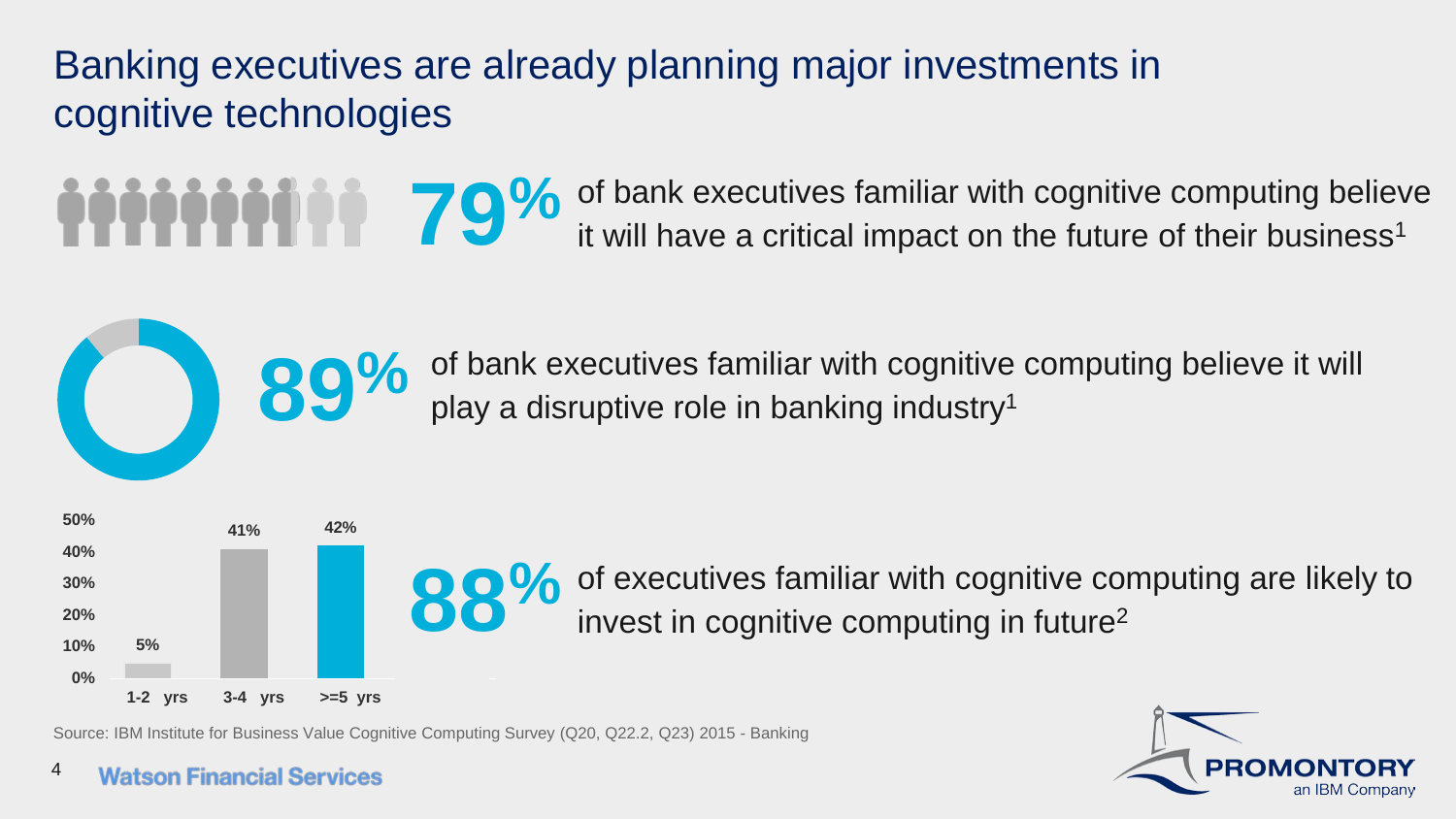# Banking executives are already planning major investments in cognitive technologies

**79%** of bank executives familiar with cognitive computing believe it will have a critical impact on the future of their business[1]

**89%** of bank executives familiar with cognitive computing believe it will play a disruptive role in banking industry[1]

| 1-2 yrs | 3-4 yrs | >=5 yrs |
|---|---|---|
| 5% | 41% | 42% |

**88%** of executives familiar with cognitive computing are likely to invest in cognitive computing in future[2]

Source: IBM Institute for Business Value Cognitive Computing Survey (Q20, Q22.2, Q23) 2015 - Banking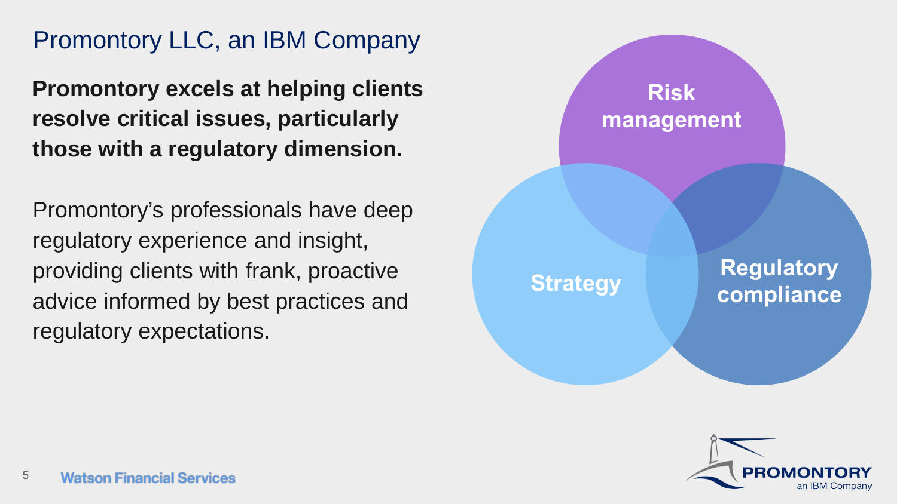# Promontory LLC, an IBM Company

**Promontory excels at helping clients resolve critical issues, particularly those with a regulatory dimension.**

Promontory's professionals have deep regulatory experience and insight, providing clients with frank, proactive advice informed by best practices and regulatory expectations.

Risk management

Strategy

Regulatory compliance

Watson Financial Services

PROMONTORY
an IBM Company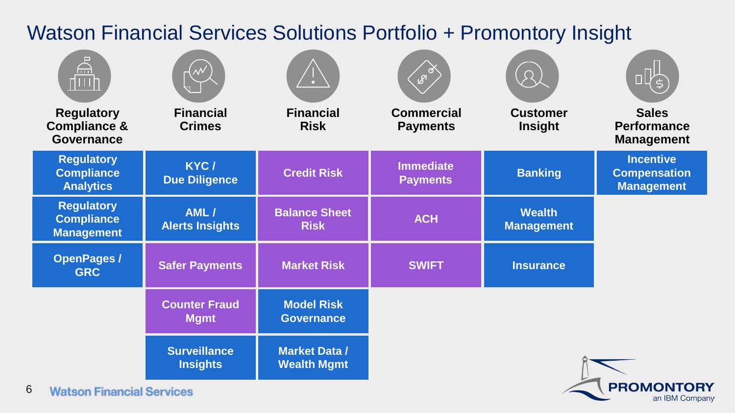# Watson Financial Services Solutions Portfolio + Promontory Insight

| Regulatory Compliance & Governance | Financial Crimes | Financial Risk | Commercial Payments | Customer Insight | Sales Performance Management |
|---|---|---|---|---|---|
| Regulatory Compliance Analytics | KYC / Due Diligence | Credit Risk | Immediate Payments | Banking | Incentive Compensation Management |
| Regulatory Compliance Management | AML / Alerts Insights | Balance Sheet Risk | ACH | Wealth Management | |
| OpenPages / GRC | Safer Payments | Market Risk | SWIFT | Insurance | |
| | Counter Fraud Mgmt | Model Risk Governance | | | |
| | Surveillance Insights | Market Data / Wealth Mgmt | | | |

Watson Financial Services

PROMONTORY
an IBM Company